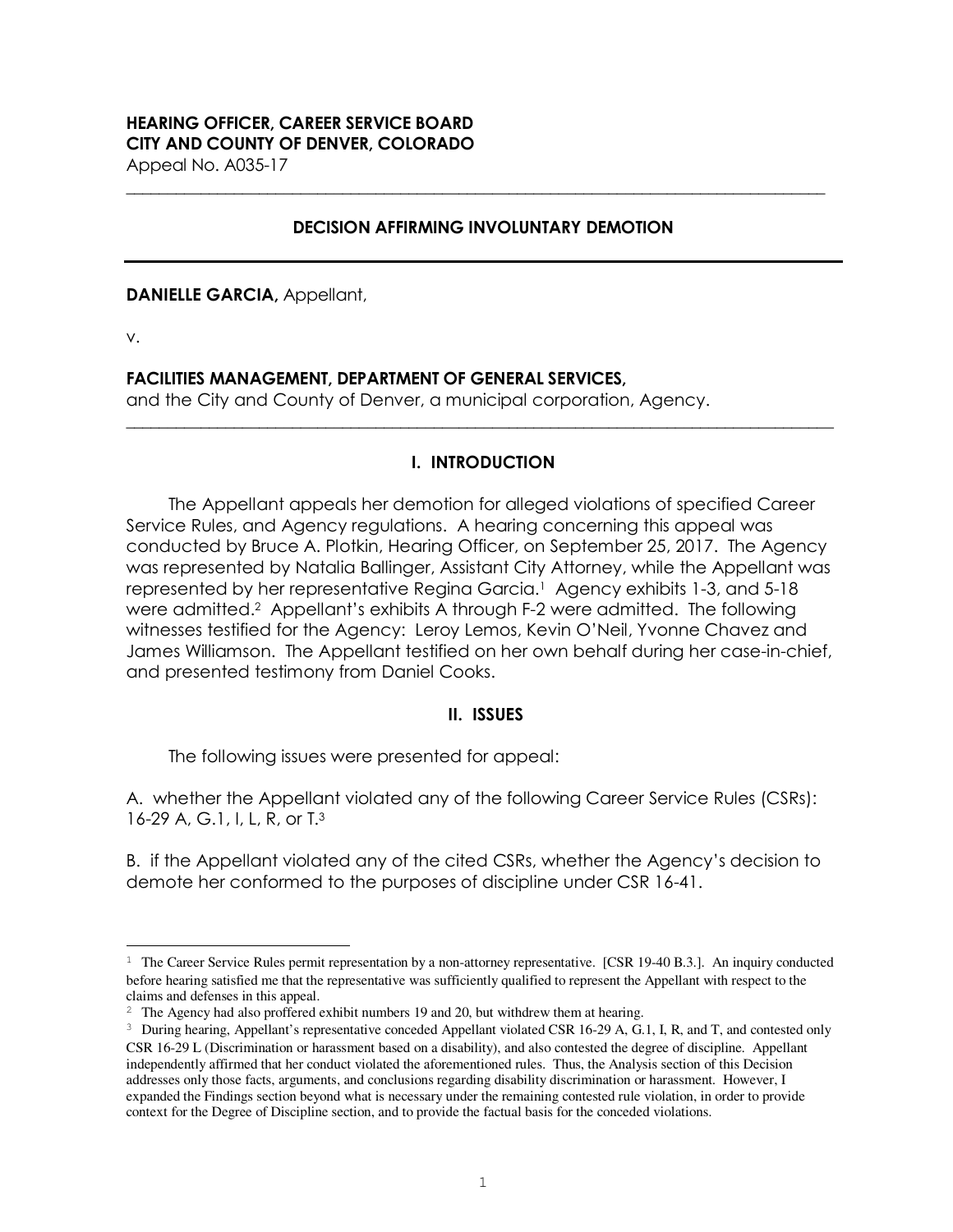**HEARING OFFICER, CAREER SERVICE BOARD**
**CITY AND COUNTY OF DENVER, COLORADO**
Appeal No. A035-17

---

**DECISION AFFIRMING INVOLUNTARY DEMOTION**

---

**DANIELLE GARCIA,** Appellant,

v.

**FACILITIES MANAGEMENT, DEPARTMENT OF GENERAL SERVICES,**
and the City and County of Denver, a municipal corporation, Agency.

---

## I. INTRODUCTION

The Appellant appeals her demotion for alleged violations of specified Career Service Rules, and Agency regulations. A hearing concerning this appeal was conducted by Bruce A. Plotkin, Hearing Officer, on September 25, 2017. The Agency was represented by Natalia Ballinger, Assistant City Attorney, while the Appellant was represented by her representative Regina Garcia.[1] Agency exhibits 1-3, and 5-18 were admitted.[2] Appellant's exhibits A through F-2 were admitted. The following witnesses testified for the Agency: Leroy Lemos, Kevin O'Neil, Yvonne Chavez and James Williamson. The Appellant testified on her own behalf during her case-in-chief, and presented testimony from Daniel Cooks.

## II. ISSUES

The following issues were presented for appeal:

A. whether the Appellant violated any of the following Career Service Rules (CSRs): 16-29 A, G.1, I, L, R, or T.[3]

B. if the Appellant violated any of the cited CSRs, whether the Agency's decision to demote her conformed to the purposes of discipline under CSR 16-41.

---

[1] The Career Service Rules permit representation by a non-attorney representative. [CSR 19-40 B.3.]. An inquiry conducted before hearing satisfied me that the representative was sufficiently qualified to represent the Appellant with respect to the claims and defenses in this appeal.

[2] The Agency had also proffered exhibit numbers 19 and 20, but withdrew them at hearing.

[3] During hearing, Appellant's representative conceded Appellant violated CSR 16-29 A, G.1, I, R, and T, and contested only CSR 16-29 L (Discrimination or harassment based on a disability), and also contested the degree of discipline. Appellant independently affirmed that her conduct violated the aforementioned rules. Thus, the Analysis section of this Decision addresses only those facts, arguments, and conclusions regarding disability discrimination or harassment. However, I expanded the Findings section beyond what is necessary under the remaining contested rule violation, in order to provide context for the Degree of Discipline section, and to provide the factual basis for the conceded violations.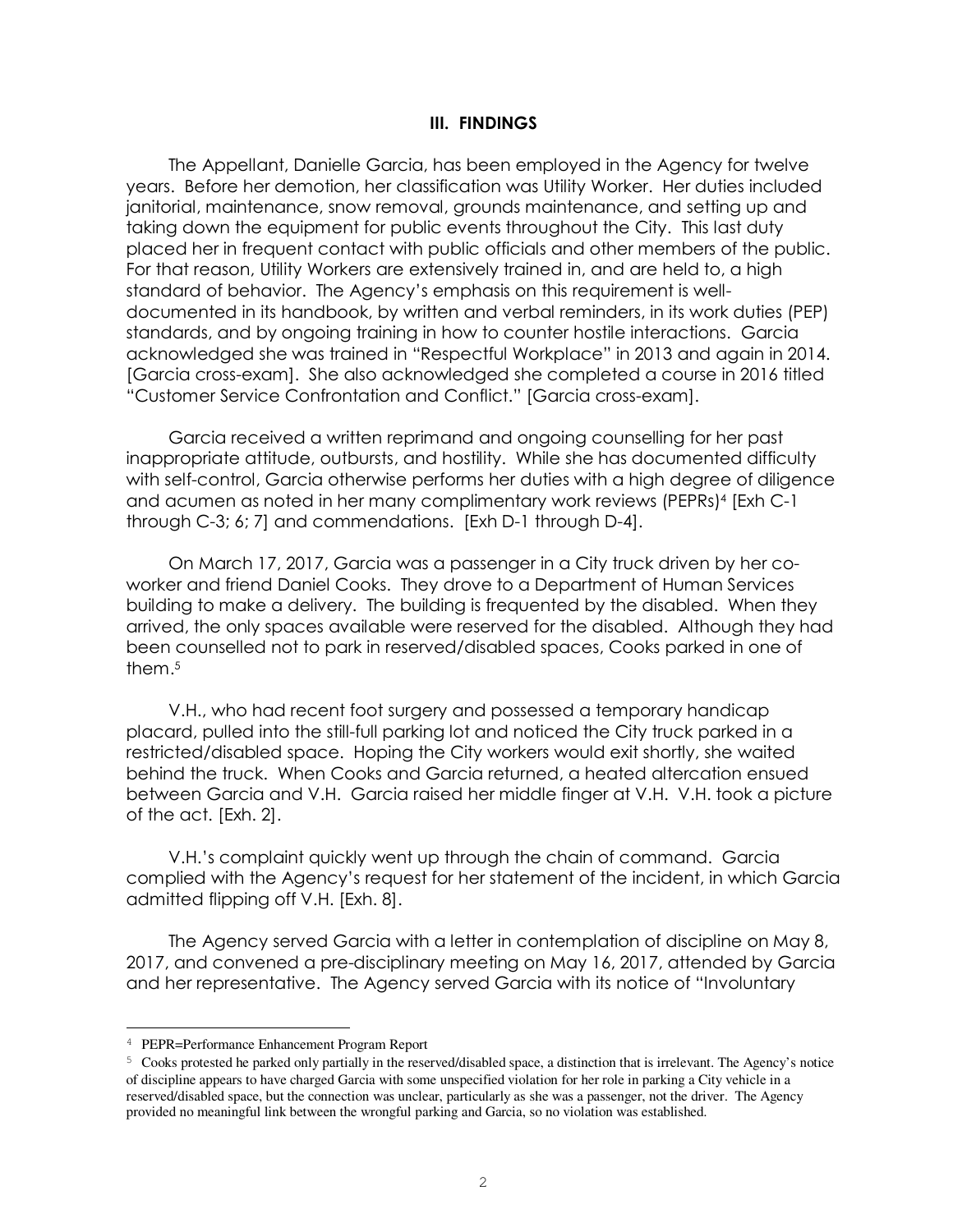### III. FINDINGS

The Appellant, Danielle Garcia, has been employed in the Agency for twelve years. Before her demotion, her classification was Utility Worker. Her duties included janitorial, maintenance, snow removal, grounds maintenance, and setting up and taking down the equipment for public events throughout the City. This last duty placed her in frequent contact with public officials and other members of the public. For that reason, Utility Workers are extensively trained in, and are held to, a high standard of behavior. The Agency's emphasis on this requirement is well-documented in its handbook, by written and verbal reminders, in its work duties (PEP) standards, and by ongoing training in how to counter hostile interactions. Garcia acknowledged she was trained in "Respectful Workplace" in 2013 and again in 2014. [Garcia cross-exam]. She also acknowledged she completed a course in 2016 titled "Customer Service Confrontation and Conflict." [Garcia cross-exam].

Garcia received a written reprimand and ongoing counselling for her past inappropriate attitude, outbursts, and hostility. While she has documented difficulty with self-control, Garcia otherwise performs her duties with a high degree of diligence and acumen as noted in her many complimentary work reviews (PEPRs)[4] [Exh C-1 through C-3; 6; 7] and commendations. [Exh D-1 through D-4].

On March 17, 2017, Garcia was a passenger in a City truck driven by her co-worker and friend Daniel Cooks. They drove to a Department of Human Services building to make a delivery. The building is frequented by the disabled. When they arrived, the only spaces available were reserved for the disabled. Although they had been counselled not to park in reserved/disabled spaces, Cooks parked in one of them.[5]

V.H., who had recent foot surgery and possessed a temporary handicap placard, pulled into the still-full parking lot and noticed the City truck parked in a restricted/disabled space. Hoping the City workers would exit shortly, she waited behind the truck. When Cooks and Garcia returned, a heated altercation ensued between Garcia and V.H. Garcia raised her middle finger at V.H. V.H. took a picture of the act. [Exh. 2].

V.H.'s complaint quickly went up through the chain of command. Garcia complied with the Agency's request for her statement of the incident, in which Garcia admitted flipping off V.H. [Exh. 8].

The Agency served Garcia with a letter in contemplation of discipline on May 8, 2017, and convened a pre-disciplinary meeting on May 16, 2017, attended by Garcia and her representative. The Agency served Garcia with its notice of "Involuntary

---

[4] PEPR=Performance Enhancement Program Report

[5] Cooks protested he parked only partially in the reserved/disabled space, a distinction that is irrelevant. The Agency's notice of discipline appears to have charged Garcia with some unspecified violation for her role in parking a City vehicle in a reserved/disabled space, but the connection was unclear, particularly as she was a passenger, not the driver. The Agency provided no meaningful link between the wrongful parking and Garcia, so no violation was established.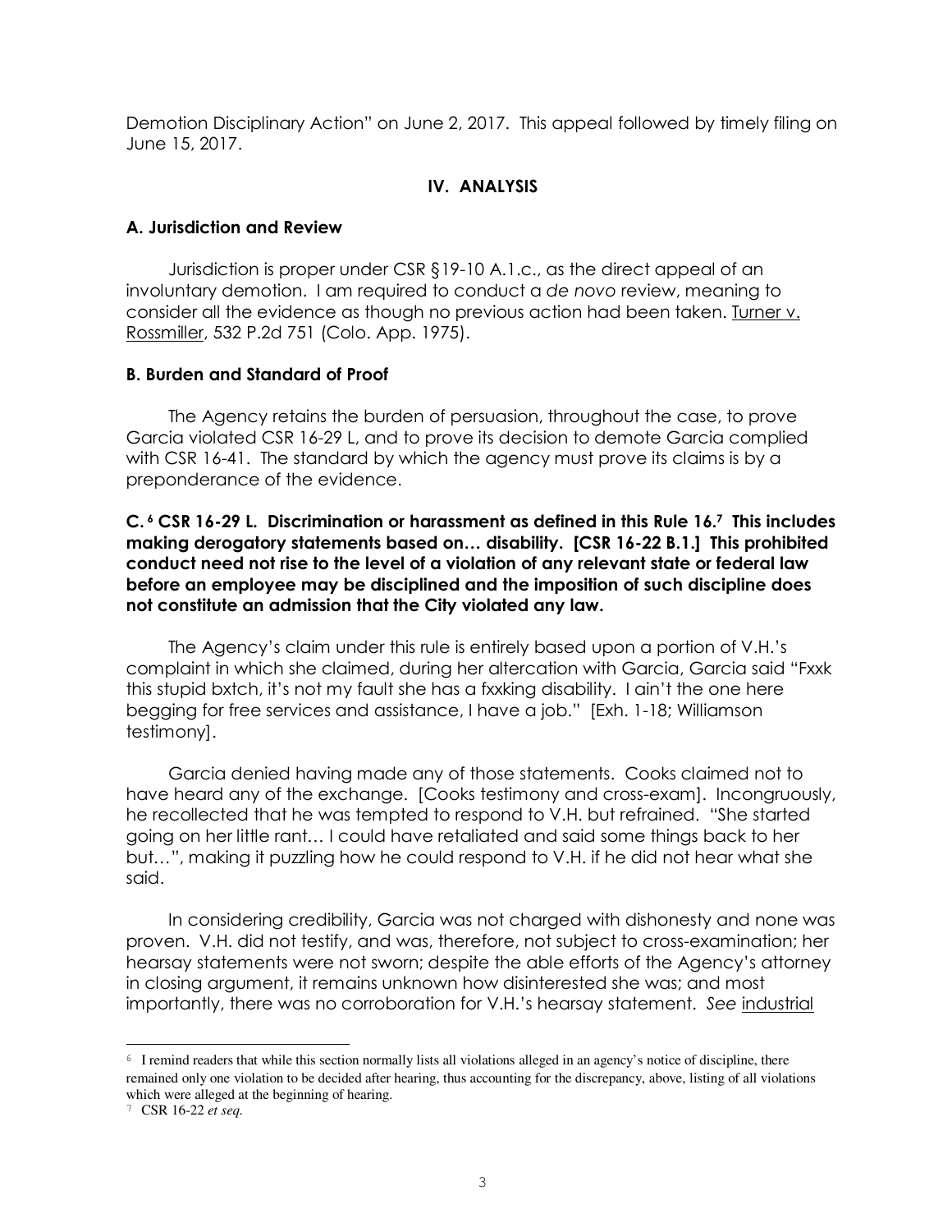Demotion Disciplinary Action" on June 2, 2017. This appeal followed by timely filing on June 15, 2017.

## IV. ANALYSIS

### A. Jurisdiction and Review

Jurisdiction is proper under CSR §19-10 A.1.c., as the direct appeal of an involuntary demotion. I am required to conduct a *de novo* review, meaning to consider all the evidence as though no previous action had been taken. Turner v. Rossmiller, 532 P.2d 751 (Colo. App. 1975).

### B. Burden and Standard of Proof

The Agency retains the burden of persuasion, throughout the case, to prove Garcia violated CSR 16-29 L, and to prove its decision to demote Garcia complied with CSR 16-41. The standard by which the agency must prove its claims is by a preponderance of the evidence.

### C. [6] CSR 16-29 L. Discrimination or harassment as defined in this Rule 16.[7] This includes making derogatory statements based on… disability. [CSR 16-22 B.1.] This prohibited conduct need not rise to the level of a violation of any relevant state or federal law before an employee may be disciplined and the imposition of such discipline does not constitute an admission that the City violated any law.

The Agency's claim under this rule is entirely based upon a portion of V.H.'s complaint in which she claimed, during her altercation with Garcia, Garcia said "Fxxk this stupid bxtch, it's not my fault she has a fxxking disability. I ain't the one here begging for free services and assistance, I have a job." [Exh. 1-18; Williamson testimony].

Garcia denied having made any of those statements. Cooks claimed not to have heard any of the exchange. [Cooks testimony and cross-exam]. Incongruously, he recollected that he was tempted to respond to V.H. but refrained. "She started going on her little rant… I could have retaliated and said some things back to her but…", making it puzzling how he could respond to V.H. if he did not hear what she said.

In considering credibility, Garcia was not charged with dishonesty and none was proven. V.H. did not testify, and was, therefore, not subject to cross-examination; her hearsay statements were not sworn; despite the able efforts of the Agency's attorney in closing argument, it remains unknown how disinterested she was; and most importantly, there was no corroboration for V.H.'s hearsay statement. *See* industrial

---

[6] I remind readers that while this section normally lists all violations alleged in an agency's notice of discipline, there remained only one violation to be decided after hearing, thus accounting for the discrepancy, above, listing of all violations which were alleged at the beginning of hearing.

[7] CSR 16-22 *et seq.*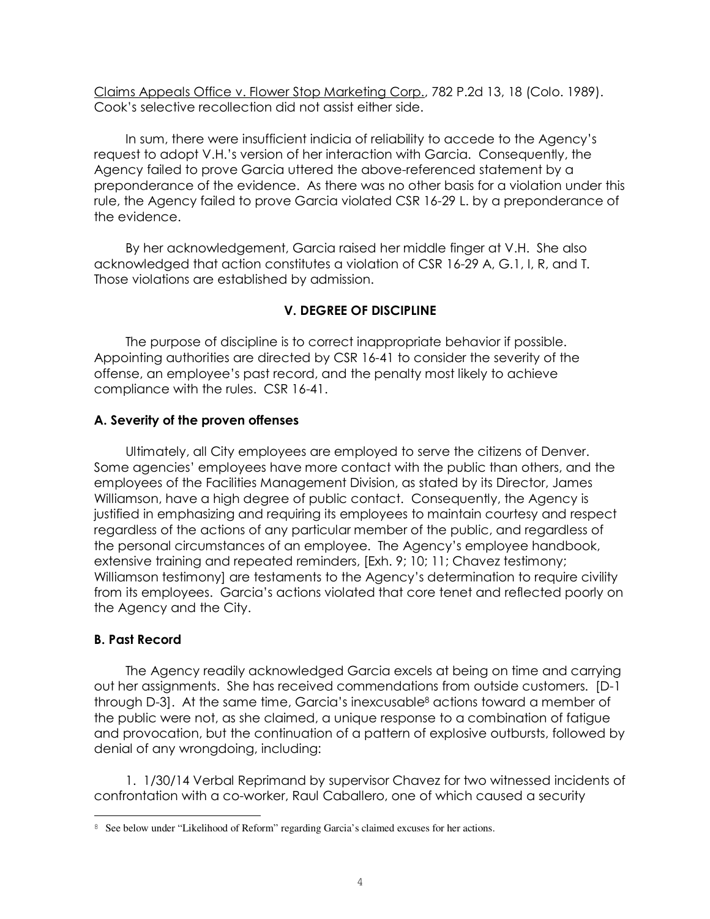Claims Appeals Office v. Flower Stop Marketing Corp., 782 P.2d 13, 18 (Colo. 1989). Cook's selective recollection did not assist either side.

In sum, there were insufficient indicia of reliability to accede to the Agency's request to adopt V.H.'s version of her interaction with Garcia. Consequently, the Agency failed to prove Garcia uttered the above-referenced statement by a preponderance of the evidence. As there was no other basis for a violation under this rule, the Agency failed to prove Garcia violated CSR 16-29 L. by a preponderance of the evidence.

By her acknowledgement, Garcia raised her middle finger at V.H. She also acknowledged that action constitutes a violation of CSR 16-29 A, G.1, I, R, and T. Those violations are established by admission.

## V. DEGREE OF DISCIPLINE

The purpose of discipline is to correct inappropriate behavior if possible. Appointing authorities are directed by CSR 16-41 to consider the severity of the offense, an employee's past record, and the penalty most likely to achieve compliance with the rules. CSR 16-41.

### A. Severity of the proven offenses

Ultimately, all City employees are employed to serve the citizens of Denver. Some agencies' employees have more contact with the public than others, and the employees of the Facilities Management Division, as stated by its Director, James Williamson, have a high degree of public contact. Consequently, the Agency is justified in emphasizing and requiring its employees to maintain courtesy and respect regardless of the actions of any particular member of the public, and regardless of the personal circumstances of an employee. The Agency's employee handbook, extensive training and repeated reminders, [Exh. 9; 10; 11; Chavez testimony; Williamson testimony] are testaments to the Agency's determination to require civility from its employees. Garcia's actions violated that core tenet and reflected poorly on the Agency and the City.

### B. Past Record

The Agency readily acknowledged Garcia excels at being on time and carrying out her assignments. She has received commendations from outside customers. [D-1 through D-3]. At the same time, Garcia's inexcusable[8] actions toward a member of the public were not, as she claimed, a unique response to a combination of fatigue and provocation, but the continuation of a pattern of explosive outbursts, followed by denial of any wrongdoing, including:

1. 1/30/14 Verbal Reprimand by supervisor Chavez for two witnessed incidents of confrontation with a co-worker, Raul Caballero, one of which caused a security

[8] See below under "Likelihood of Reform" regarding Garcia's claimed excuses for her actions.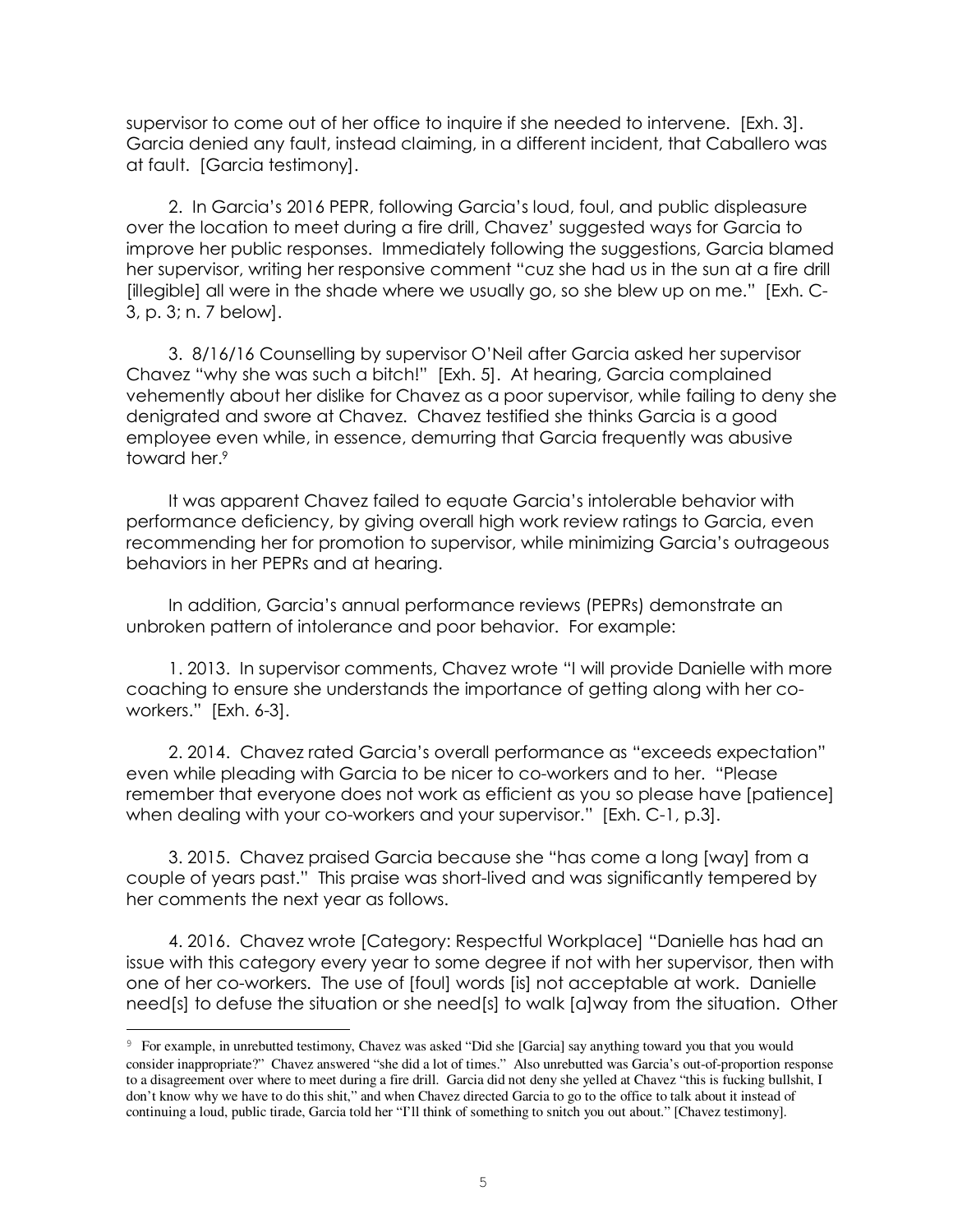supervisor to come out of her office to inquire if she needed to intervene. [Exh. 3]. Garcia denied any fault, instead claiming, in a different incident, that Caballero was at fault. [Garcia testimony].

2. In Garcia's 2016 PEPR, following Garcia's loud, foul, and public displeasure over the location to meet during a fire drill, Chavez' suggested ways for Garcia to improve her public responses. Immediately following the suggestions, Garcia blamed her supervisor, writing her responsive comment "cuz she had us in the sun at a fire drill [illegible] all were in the shade where we usually go, so she blew up on me." [Exh. C-3, p. 3; n. 7 below].

3. 8/16/16 Counselling by supervisor O'Neil after Garcia asked her supervisor Chavez "why she was such a bitch!" [Exh. 5]. At hearing, Garcia complained vehemently about her dislike for Chavez as a poor supervisor, while failing to deny she denigrated and swore at Chavez. Chavez testified she thinks Garcia is a good employee even while, in essence, demurring that Garcia frequently was abusive toward her.[9]

It was apparent Chavez failed to equate Garcia's intolerable behavior with performance deficiency, by giving overall high work review ratings to Garcia, even recommending her for promotion to supervisor, while minimizing Garcia's outrageous behaviors in her PEPRs and at hearing.

In addition, Garcia's annual performance reviews (PEPRs) demonstrate an unbroken pattern of intolerance and poor behavior. For example:

1. 2013. In supervisor comments, Chavez wrote "I will provide Danielle with more coaching to ensure she understands the importance of getting along with her co-workers." [Exh. 6-3].

2. 2014. Chavez rated Garcia's overall performance as "exceeds expectation" even while pleading with Garcia to be nicer to co-workers and to her. "Please remember that everyone does not work as efficient as you so please have [patience] when dealing with your co-workers and your supervisor." [Exh. C-1, p.3].

3. 2015. Chavez praised Garcia because she "has come a long [way] from a couple of years past." This praise was short-lived and was significantly tempered by her comments the next year as follows.

4. 2016. Chavez wrote [Category: Respectful Workplace] "Danielle has had an issue with this category every year to some degree if not with her supervisor, then with one of her co-workers. The use of [foul] words [is] not acceptable at work. Danielle need[s] to defuse the situation or she need[s] to walk [a]way from the situation. Other

---

[9] For example, in unrebutted testimony, Chavez was asked "Did she [Garcia] say anything toward you that you would consider inappropriate?" Chavez answered "she did a lot of times." Also unrebutted was Garcia's out-of-proportion response to a disagreement over where to meet during a fire drill. Garcia did not deny she yelled at Chavez "this is fucking bullshit, I don't know why we have to do this shit," and when Chavez directed Garcia to go to the office to talk about it instead of continuing a loud, public tirade, Garcia told her "I'll think of something to snitch you out about." [Chavez testimony].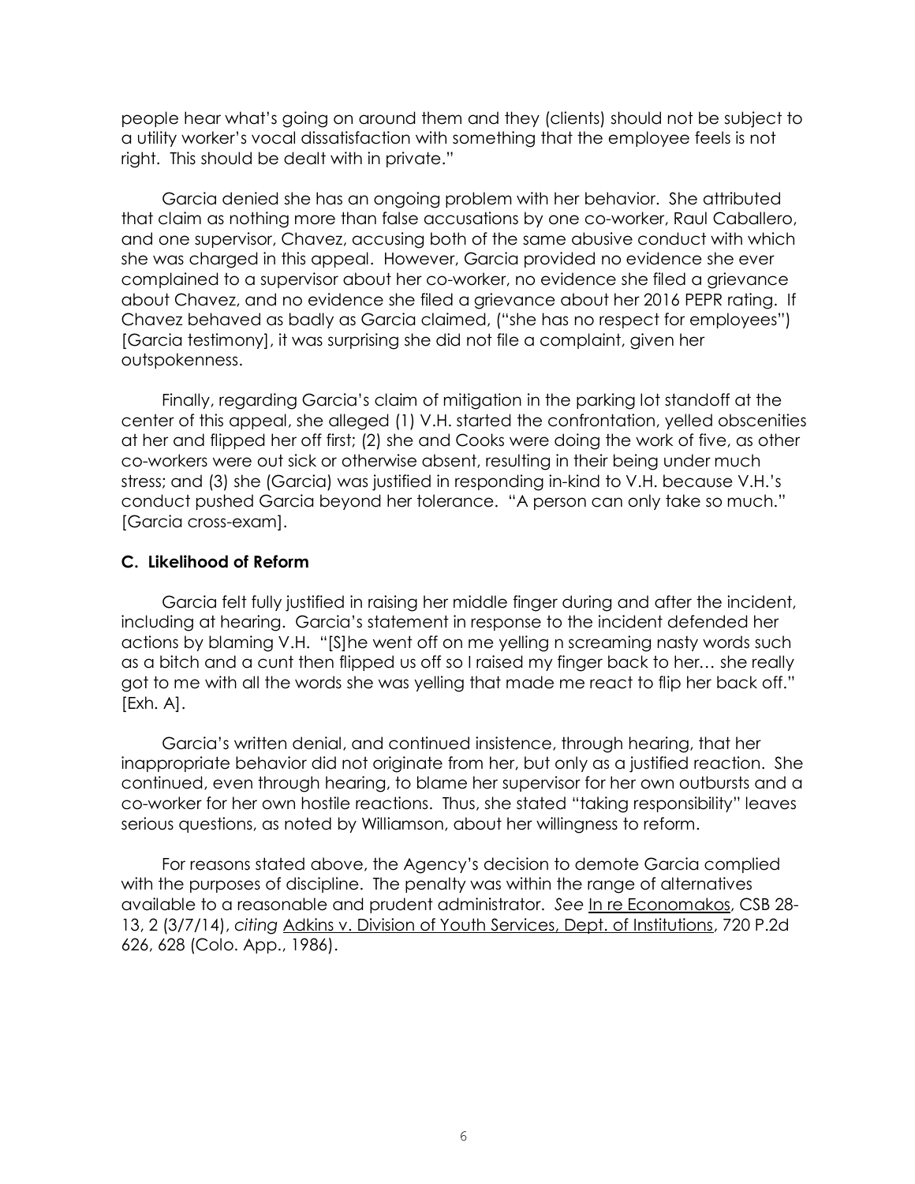people hear what's going on around them and they (clients) should not be subject to a utility worker's vocal dissatisfaction with something that the employee feels is not right. This should be dealt with in private."

Garcia denied she has an ongoing problem with her behavior. She attributed that claim as nothing more than false accusations by one co-worker, Raul Caballero, and one supervisor, Chavez, accusing both of the same abusive conduct with which she was charged in this appeal. However, Garcia provided no evidence she ever complained to a supervisor about her co-worker, no evidence she filed a grievance about Chavez, and no evidence she filed a grievance about her 2016 PEPR rating. If Chavez behaved as badly as Garcia claimed, ("she has no respect for employees") [Garcia testimony], it was surprising she did not file a complaint, given her outspokenness.

Finally, regarding Garcia's claim of mitigation in the parking lot standoff at the center of this appeal, she alleged (1) V.H. started the confrontation, yelled obscenities at her and flipped her off first; (2) she and Cooks were doing the work of five, as other co-workers were out sick or otherwise absent, resulting in their being under much stress; and (3) she (Garcia) was justified in responding in-kind to V.H. because V.H.'s conduct pushed Garcia beyond her tolerance. "A person can only take so much." [Garcia cross-exam].

### C. Likelihood of Reform

Garcia felt fully justified in raising her middle finger during and after the incident, including at hearing. Garcia's statement in response to the incident defended her actions by blaming V.H. "[S]he went off on me yelling n screaming nasty words such as a bitch and a cunt then flipped us off so I raised my finger back to her… she really got to me with all the words she was yelling that made me react to flip her back off." [Exh. A].

Garcia's written denial, and continued insistence, through hearing, that her inappropriate behavior did not originate from her, but only as a justified reaction. She continued, even through hearing, to blame her supervisor for her own outbursts and a co-worker for her own hostile reactions. Thus, she stated "taking responsibility" leaves serious questions, as noted by Williamson, about her willingness to reform.

For reasons stated above, the Agency's decision to demote Garcia complied with the purposes of discipline. The penalty was within the range of alternatives available to a reasonable and prudent administrator. *See* In re Economakos, CSB 28-13, 2 (3/7/14), *citing* Adkins v. Division of Youth Services, Dept. of Institutions, 720 P.2d 626, 628 (Colo. App., 1986).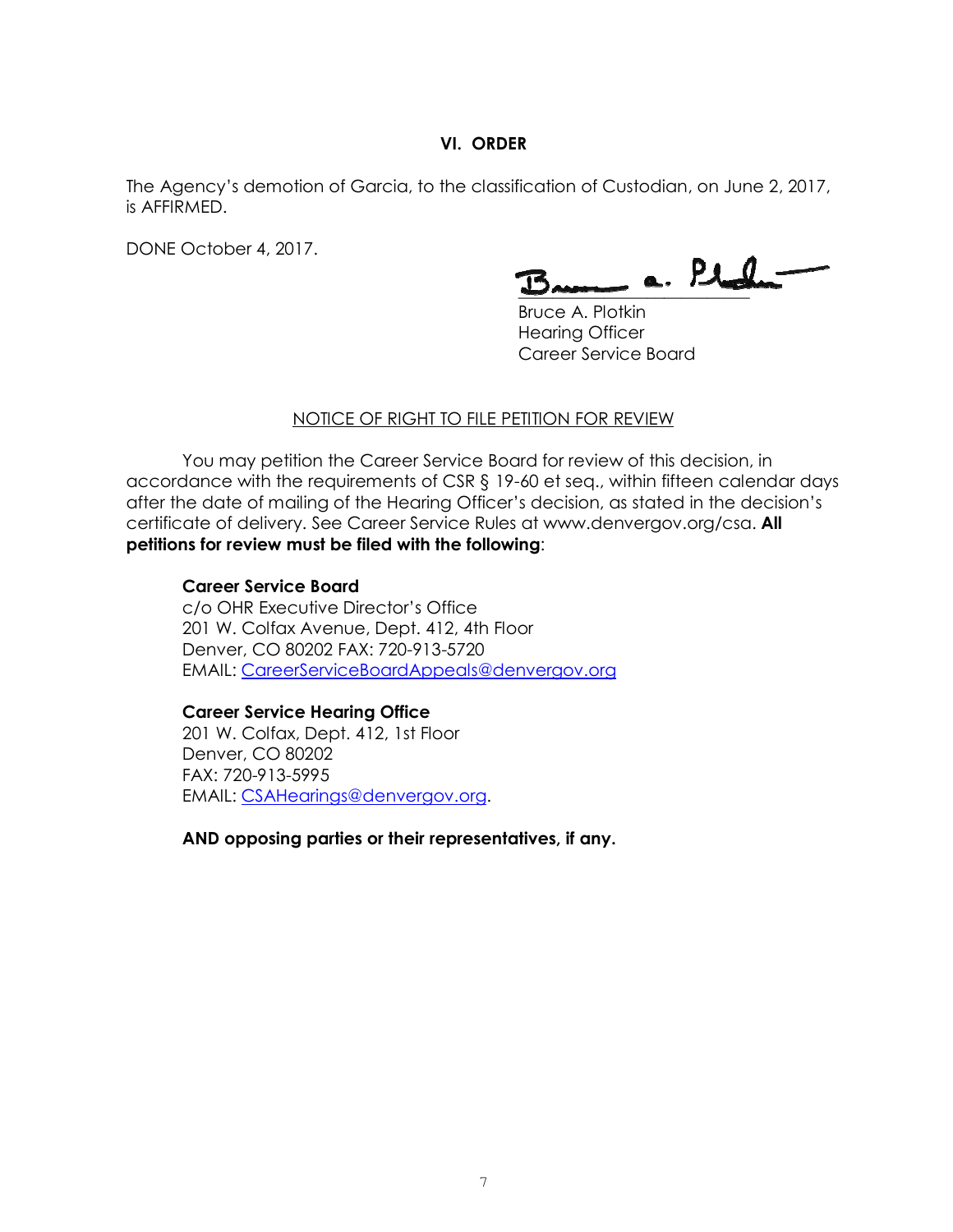## VI. ORDER

The Agency's demotion of Garcia, to the classification of Custodian, on June 2, 2017, is AFFIRMED.

DONE October 4, 2017.

Bruce A. Plotkin
Hearing Officer
Career Service Board

NOTICE OF RIGHT TO FILE PETITION FOR REVIEW

You may petition the Career Service Board for review of this decision, in accordance with the requirements of CSR § 19-60 et seq., within fifteen calendar days after the date of mailing of the Hearing Officer's decision, as stated in the decision's certificate of delivery. See Career Service Rules at www.denvergov.org/csa. **All petitions for review must be filed with the following**:

**Career Service Board**
c/o OHR Executive Director's Office
201 W. Colfax Avenue, Dept. 412, 4th Floor
Denver, CO 80202 FAX: 720-913-5720
EMAIL: CareerServiceBoardAppeals@denvergov.org

**Career Service Hearing Office**
201 W. Colfax, Dept. 412, 1st Floor
Denver, CO 80202
FAX: 720-913-5995
EMAIL: CSAHearings@denvergov.org.

**AND opposing parties or their representatives, if any.**